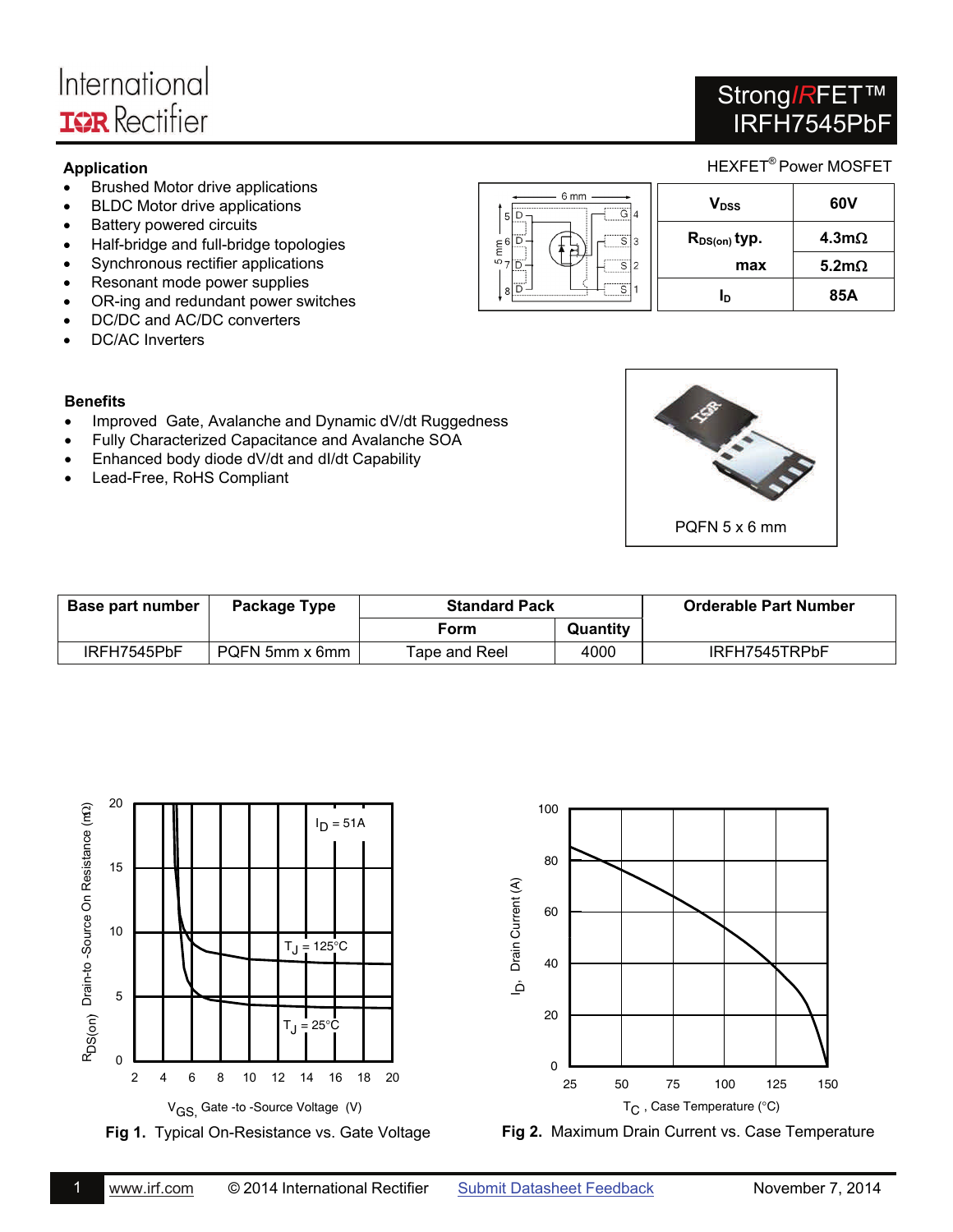International Rectifier

# StrongIRFET™ IRFH7545PbF

HEXFET® Power MOSFET

### Application

- Brushed Motor drive applications
- BLDC Motor drive applications
- Battery powered circuits
- Half-bridge and full-bridge topologies
- Synchronous rectifier applications
- Resonant mode power supplies
- OR-ing and redundant power switches
- DC/DC and AC/DC converters
- DC/AC Inverters

| | | |
|---|---|---|
| $V_{DSS}$ | | 60V |
| $R_{DS(on)}$ typ. | | 4.3mΩ |
| | max | 5.2mΩ |
| $I_D$ | | 85A |

### Benefits

- Improved Gate, Avalanche and Dynamic dV/dt Ruggedness
- Fully Characterized Capacitance and Avalanche SOA
- Enhanced body diode dV/dt and dI/dt Capability
- Lead-Free, RoHS Compliant

PQFN 5 x 6 mm

| Base part number | Package Type | Standard Pack | | Orderable Part Number |
|---|---|---|---|---|
| | | Form | Quantity | |
| IRFH7545PbF | PQFN 5mm x 6mm | Tape and Reel | 4000 | IRFH7545TRPbF |

**Fig 1.** Typical On-Resistance vs. Gate Voltage

**Fig 2.** Maximum Drain Current vs. Case Temperature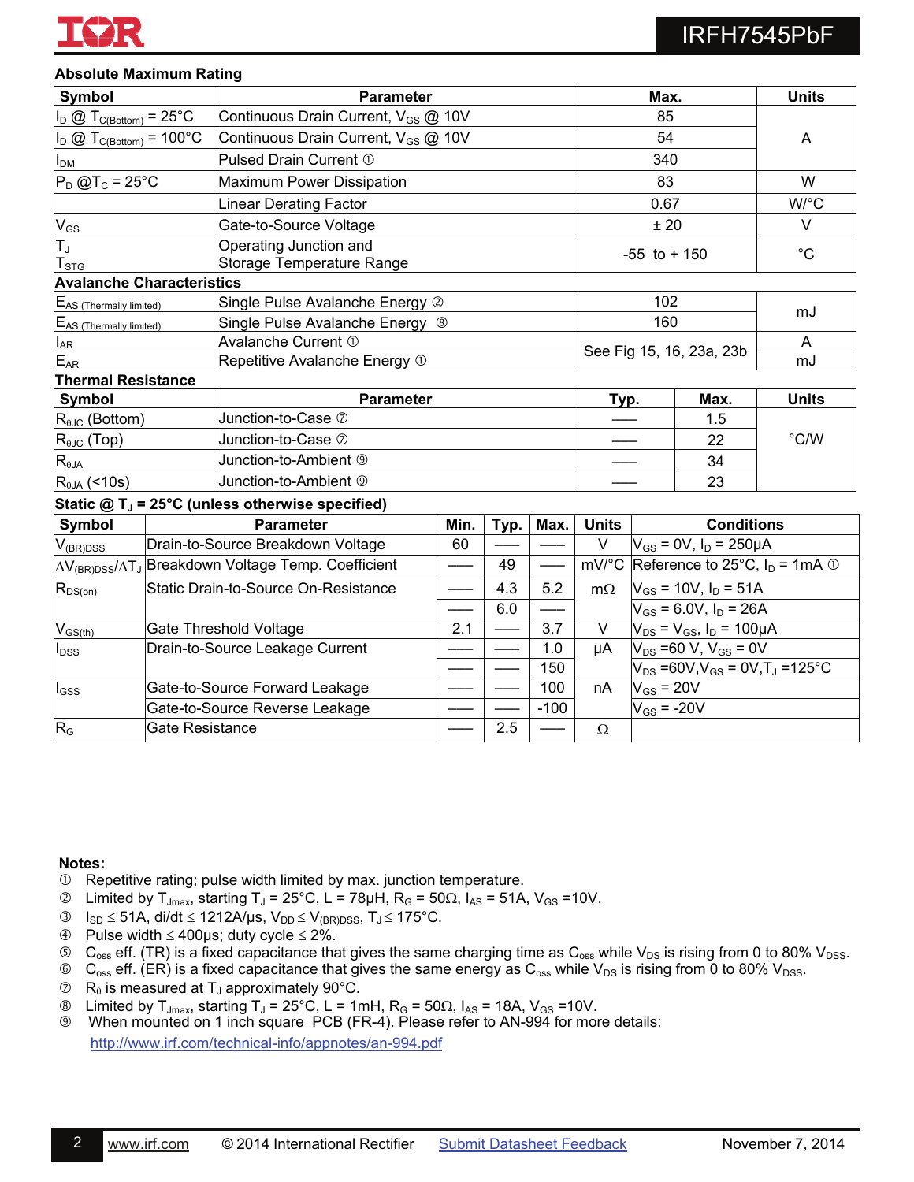### Absolute Maximum Rating

| Symbol | Parameter | Max. | Units |
|---|---|---|---|
| $I_D$ @ $T_{C(Bottom)}$ = 25°C | Continuous Drain Current, $V_{GS}$ @ 10V | 85 | A |
| $I_D$ @ $T_{C(Bottom)}$ = 100°C | Continuous Drain Current, $V_{GS}$ @ 10V | 54 | |
| $I_{DM}$ | Pulsed Drain Current ① | 340 | |
| $P_D$ @$T_C$ = 25°C | Maximum Power Dissipation | 83 | W |
| | Linear Derating Factor | 0.67 | W/°C |
| $V_{GS}$ | Gate-to-Source Voltage | ± 20 | V |
| $T_J$<br>$T_{STG}$ | Operating Junction and<br>Storage Temperature Range | -55 to + 150 | °C |

### Avalanche Characteristics

| Symbol | Parameter | Max. | Units |
|---|---|---|---|
| $E_{AS\ (Thermally\ limited)}$ | Single Pulse Avalanche Energy ② | 102 | mJ |
| $E_{AS\ (Thermally\ limited)}$ | Single Pulse Avalanche Energy ⑧ | 160 | |
| $I_{AR}$ | Avalanche Current ① | See Fig 15, 16, 23a, 23b | A |
| $E_{AR}$ | Repetitive Avalanche Energy ① | | mJ |

### Thermal Resistance

| Symbol | Parameter | Typ. | Max. | Units |
|---|---|---|---|---|
| $R_{\theta JC}$ (Bottom) | Junction-to-Case ⑦ | ––– | 1.5 | °C/W |
| $R_{\theta JC}$ (Top) | Junction-to-Case ⑦ | ––– | 22 | |
| $R_{\theta JA}$ | Junction-to-Ambient ⑨ | ––– | 34 | |
| $R_{\theta JA}$ (<10s) | Junction-to-Ambient ⑨ | ––– | 23 | |

### Static @ $T_J$ = 25°C (unless otherwise specified)

| Symbol | Parameter | Min. | Typ. | Max. | Units | Conditions |
|---|---|---|---|---|---|---|
| $V_{(BR)DSS}$ | Drain-to-Source Breakdown Voltage | 60 | ––– | ––– | V | $V_{GS}$ = 0V, $I_D$ = 250μA |
| $\Delta V_{(BR)DSS}/\Delta T_J$ | Breakdown Voltage Temp. Coefficient | ––– | 49 | ––– | mV/°C | Reference to 25°C, $I_D$ = 1mA ① |
| $R_{DS(on)}$ | Static Drain-to-Source On-Resistance | ––– | 4.3 | 5.2 | mΩ | $V_{GS}$ = 10V, $I_D$ = 51A |
| | | ––– | 6.0 | ––– | | $V_{GS}$ = 6.0V, $I_D$ = 26A |
| $V_{GS(th)}$ | Gate Threshold Voltage | 2.1 | ––– | 3.7 | V | $V_{DS}$ = $V_{GS}$, $I_D$ = 100μA |
| $I_{DSS}$ | Drain-to-Source Leakage Current | ––– | ––– | 1.0 | μA | $V_{DS}$ =60 V, $V_{GS}$ = 0V |
| | | ––– | ––– | 150 | | $V_{DS}$ =60V,$V_{GS}$ = 0V,$T_J$ =125°C |
| $I_{GSS}$ | Gate-to-Source Forward Leakage | ––– | ––– | 100 | nA | $V_{GS}$ = 20V |
| | Gate-to-Source Reverse Leakage | ––– | ––– | -100 | | $V_{GS}$ = -20V |
| $R_G$ | Gate Resistance | ––– | 2.5 | ––– | Ω | |

**Notes:**

① Repetitive rating; pulse width limited by max. junction temperature.
② Limited by $T_{Jmax}$, starting $T_J$ = 25°C, L = 78μH, $R_G$ = 50Ω, $I_{AS}$ = 51A, $V_{GS}$ =10V.
③ $I_{SD} \leq$ 51A, di/dt $\leq$ 1212A/μs, $V_{DD} \leq V_{(BR)DSS}$, $T_J \leq$ 175°C.
④ Pulse width $\leq$ 400μs; duty cycle $\leq$ 2%.
⑤ $C_{oss}$ eff. (TR) is a fixed capacitance that gives the same charging time as $C_{oss}$ while $V_{DS}$ is rising from 0 to 80% $V_{DSS}$.
⑥ $C_{oss}$ eff. (ER) is a fixed capacitance that gives the same energy as $C_{oss}$ while $V_{DS}$ is rising from 0 to 80% $V_{DSS}$.
⑦ $R_\theta$ is measured at $T_J$ approximately 90°C.
⑧ Limited by $T_{Jmax}$, starting $T_J$ = 25°C, L = 1mH, $R_G$ = 50Ω, $I_{AS}$ = 18A, $V_{GS}$ =10V.
⑨ When mounted on 1 inch square PCB (FR-4). Please refer to AN-994 for more details: http://www.irf.com/technical-info/appnotes/an-994.pdf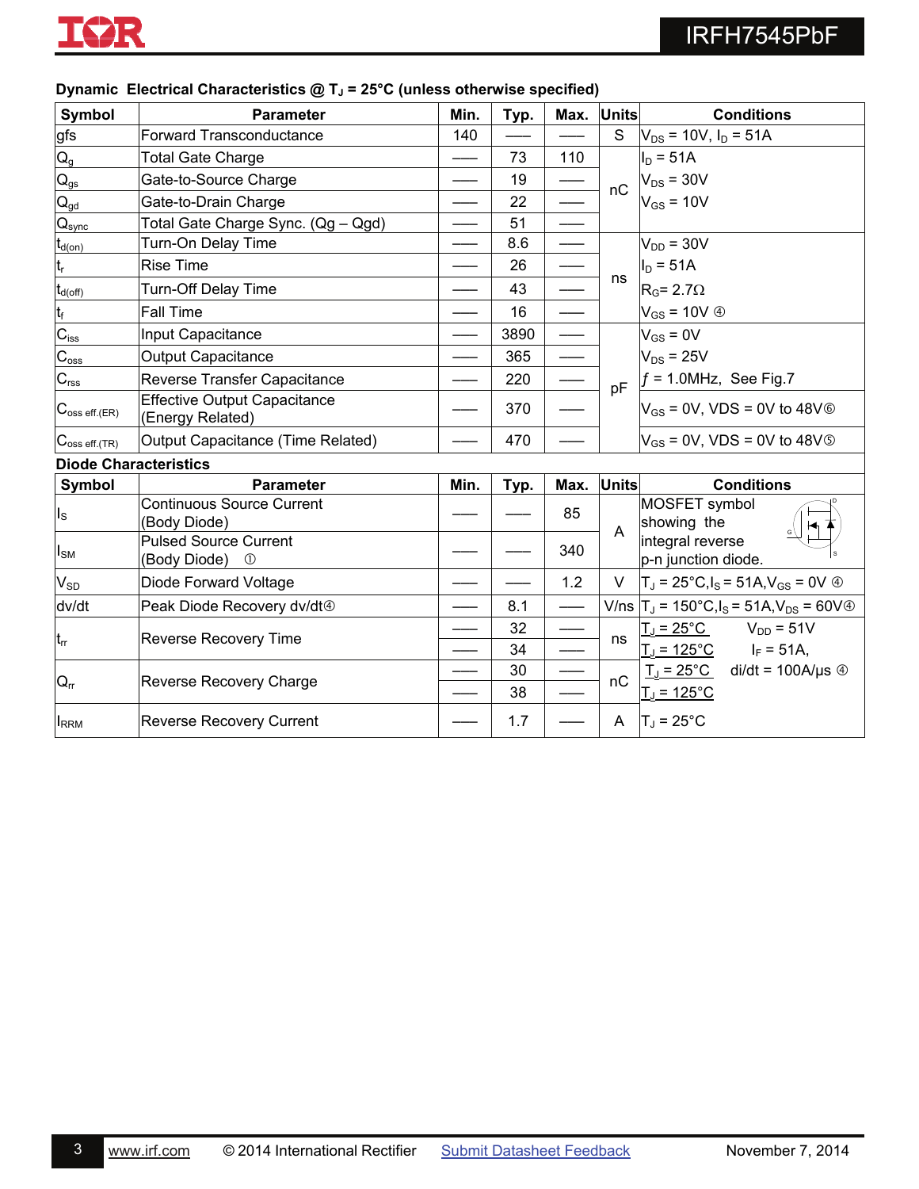### Dynamic Electrical Characteristics @ $T_J$ = 25°C (unless otherwise specified)

| Symbol | Parameter | Min. | Typ. | Max. | Units | Conditions |
|---|---|---|---|---|---|---|
| gfs | Forward Transconductance | 140 | —— | —— | S | $V_{DS}$ = 10V, $I_D$ = 51A |
| $Q_g$ | Total Gate Charge | —— | 73 | 110 | nC | $I_D$ = 51A |
| $Q_{gs}$ | Gate-to-Source Charge | —— | 19 | —— | | $V_{DS}$ = 30V |
| $Q_{gd}$ | Gate-to-Drain Charge | —— | 22 | —— | | $V_{GS}$ = 10V |
| $Q_{sync}$ | Total Gate Charge Sync. (Qg – Qgd) | —— | 51 | —— | | |
| $t_{d(on)}$ | Turn-On Delay Time | —— | 8.6 | —— | ns | $V_{DD}$ = 30V |
| $t_r$ | Rise Time | —— | 26 | —— | | $I_D$ = 51A |
| $t_{d(off)}$ | Turn-Off Delay Time | —— | 43 | —— | | $R_G$= 2.7Ω |
| $t_f$ | Fall Time | —— | 16 | —— | | $V_{GS}$ = 10V ④ |
| $C_{iss}$ | Input Capacitance | —— | 3890 | —— | pF | $V_{GS}$ = 0V |
| $C_{oss}$ | Output Capacitance | —— | 365 | —— | | $V_{DS}$ = 25V |
| $C_{rss}$ | Reverse Transfer Capacitance | —— | 220 | —— | | $f$ = 1.0MHz, See Fig.7 |
| $C_{oss\ eff.(ER)}$ | Effective Output Capacitance (Energy Related) | —— | 370 | —— | | $V_{GS}$ = 0V, VDS = 0V to 48V⑥ |
| $C_{oss\ eff.(TR)}$ | Output Capacitance (Time Related) | —— | 470 | —— | | $V_{GS}$ = 0V, VDS = 0V to 48V⑤ |

### Diode Characteristics

| Symbol | Parameter | Min. | Typ. | Max. | Units | Conditions |
|---|---|---|---|---|---|---|
| $I_S$ | Continuous Source Current (Body Diode) | —— | —— | 85 | A | MOSFET symbol showing the integral reverse p-n junction diode. |
| $I_{SM}$ | Pulsed Source Current (Body Diode) ① | —— | —— | 340 | | |
| $V_{SD}$ | Diode Forward Voltage | —— | —— | 1.2 | V | $T_J$ = 25°C, $I_S$ = 51A, $V_{GS}$ = 0V ④ |
| dv/dt | Peak Diode Recovery dv/dt④ | —— | 8.1 | —— | V/ns | $T_J$ = 150°C, $I_S$ = 51A, $V_{DS}$ = 60V④ |
| $t_{rr}$ | Reverse Recovery Time | —— | 32 | —— | ns | $T_J$ = 25°C　$V_{DD}$ = 51V |
| | | —— | 34 | —— | | $T_J$ = 125°C　$I_F$ = 51A, |
| $Q_{rr}$ | Reverse Recovery Charge | —— | 30 | —— | nC | $T_J$ = 25°C　di/dt = 100A/μs ④ |
| | | —— | 38 | —— | | $T_J$ = 125°C |
| $I_{RRM}$ | Reverse Recovery Current | —— | 1.7 | —— | A | $T_J$ = 25°C |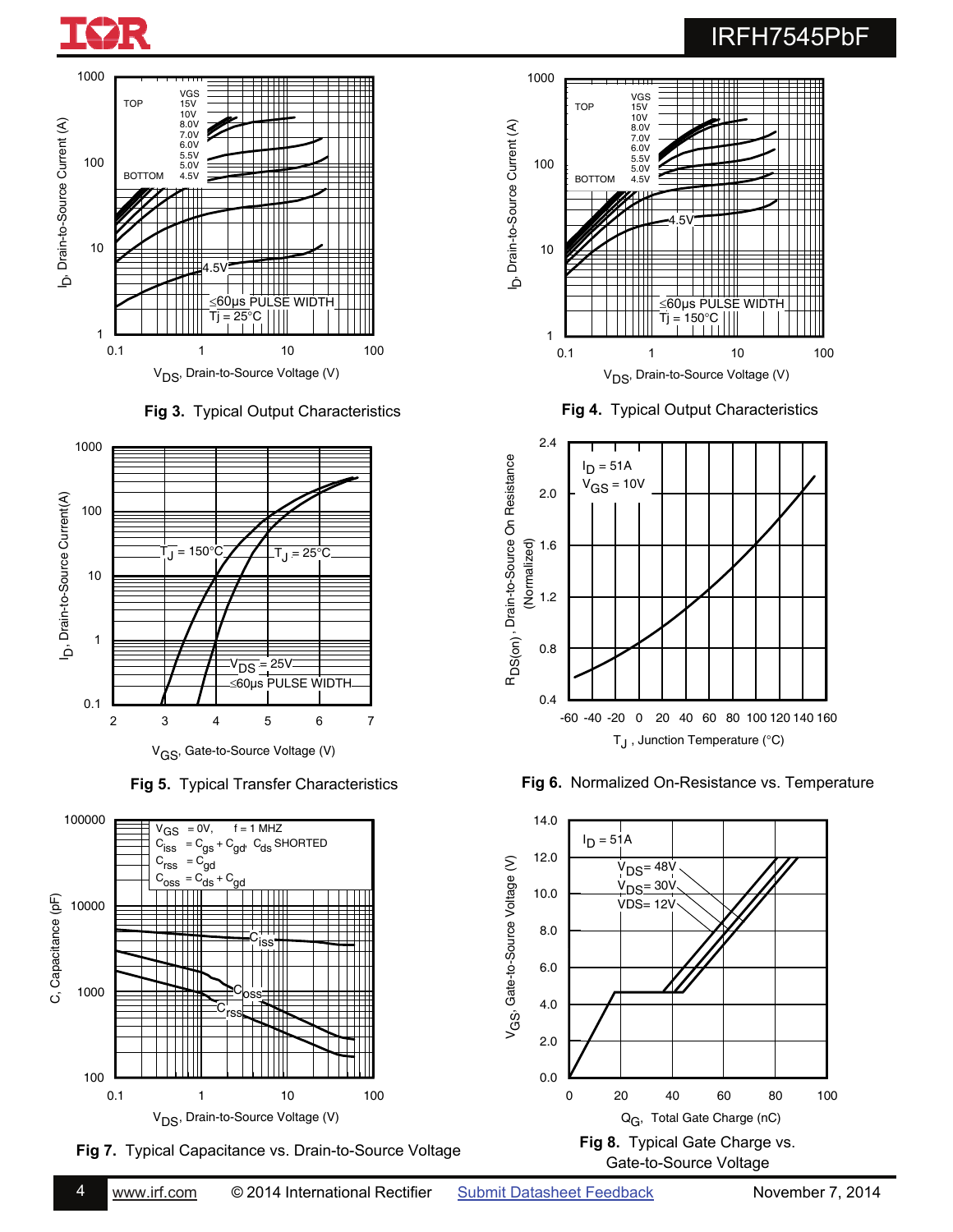**Fig 3.** Typical Output Characteristics

**Fig 4.** Typical Output Characteristics

**Fig 5.** Typical Transfer Characteristics

**Fig 6.** Normalized On-Resistance vs. Temperature

**Fig 7.** Typical Capacitance vs. Drain-to-Source Voltage

**Fig 8.** Typical Gate Charge vs. Gate-to-Source Voltage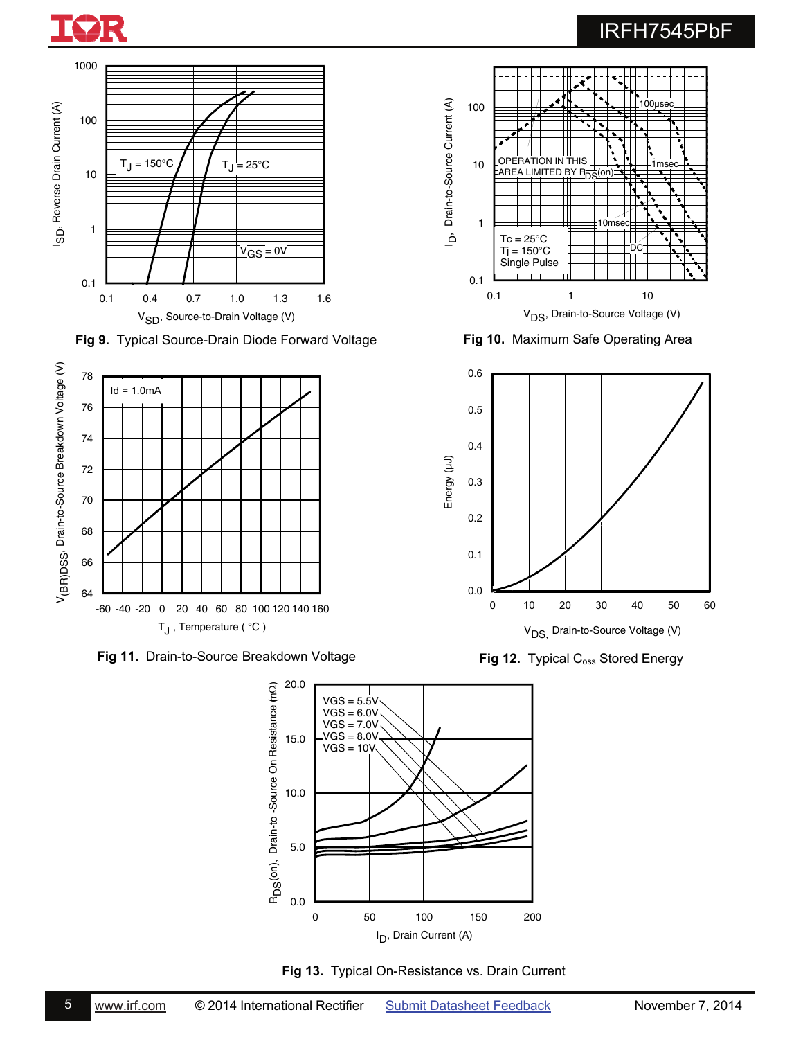Fig 9. Typical Source-Drain Diode Forward Voltage

Fig 10. Maximum Safe Operating Area

Fig 11. Drain-to-Source Breakdown Voltage

Fig 12. Typical $C_{oss}$ Stored Energy

Fig 13. Typical On-Resistance vs. Drain Current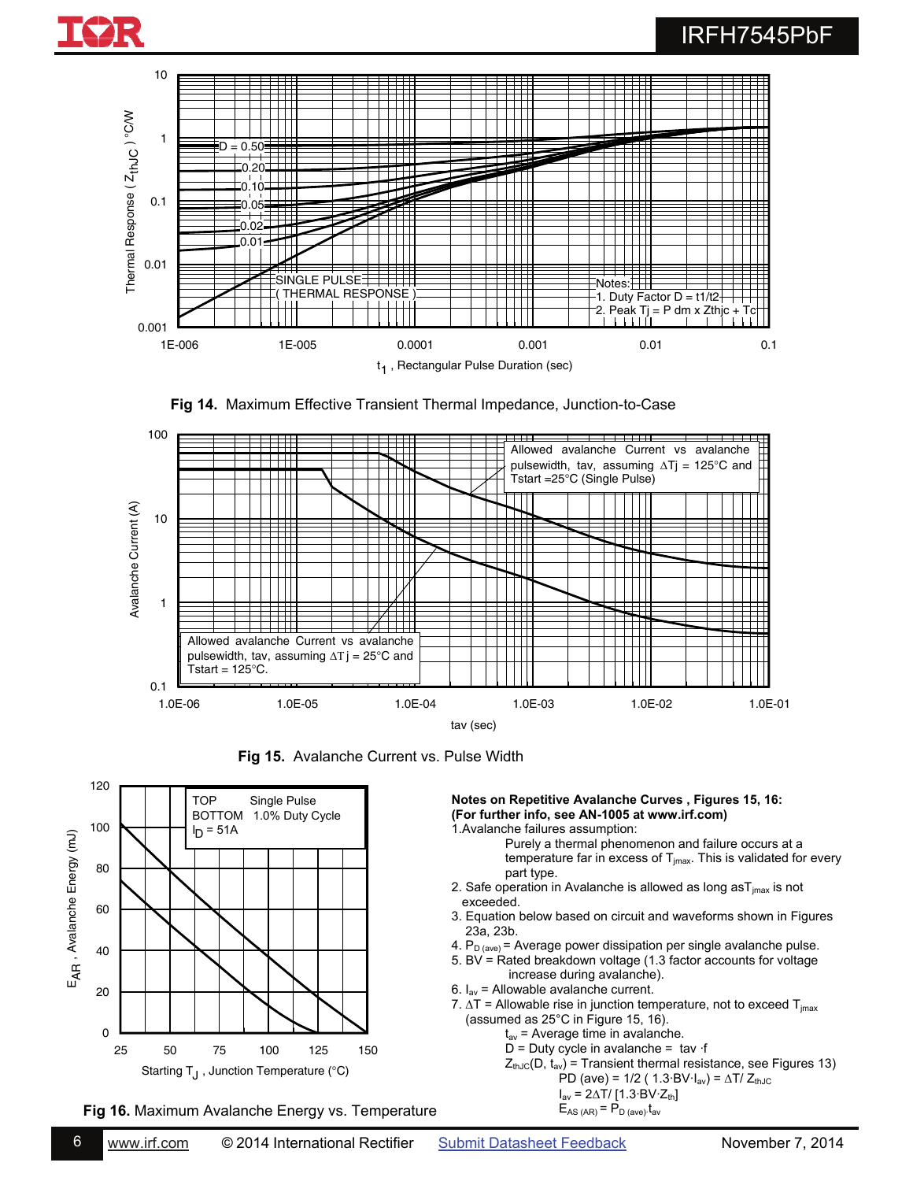**Fig 14.** Maximum Effective Transient Thermal Impedance, Junction-to-Case

**Fig 15.** Avalanche Current vs. Pulse Width

**Fig 16.** Maximum Avalanche Energy vs. Temperature

**Notes on Repetitive Avalanche Curves , Figures 15, 16:**
**(For further info, see AN-1005 at www.irf.com)**

1. Avalanche failures assumption:
   Purely a thermal phenomenon and failure occurs at a temperature far in excess of $T_{jmax}$. This is validated for every part type.
2. Safe operation in Avalanche is allowed as long as $T_{jmax}$ is not exceeded.
3. Equation below based on circuit and waveforms shown in Figures 23a, 23b.
4. $P_{D\ (ave)}$ = Average power dissipation per single avalanche pulse.
5. BV = Rated breakdown voltage (1.3 factor accounts for voltage increase during avalanche).
6. $I_{av}$ = Allowable avalanche current.
7. $\Delta T$ = Allowable rise in junction temperature, not to exceed $T_{jmax}$ (assumed as 25°C in Figure 15, 16).
   $t_{av}$ = Average time in avalanche.
   D = Duty cycle in avalanche = $t_{av} \cdot f$
   $Z_{thJC}(D, t_{av})$ = Transient thermal resistance, see Figures 13)
   $PD\ (ave) = 1/2\ (1.3 \cdot BV \cdot I_{av}) = \Delta T / Z_{thJC}$
   $I_{av} = 2\Delta T / [1.3 \cdot BV \cdot Z_{th}]$
   $E_{AS\ (AR)} = P_{D\ (ave)} \cdot t_{av}$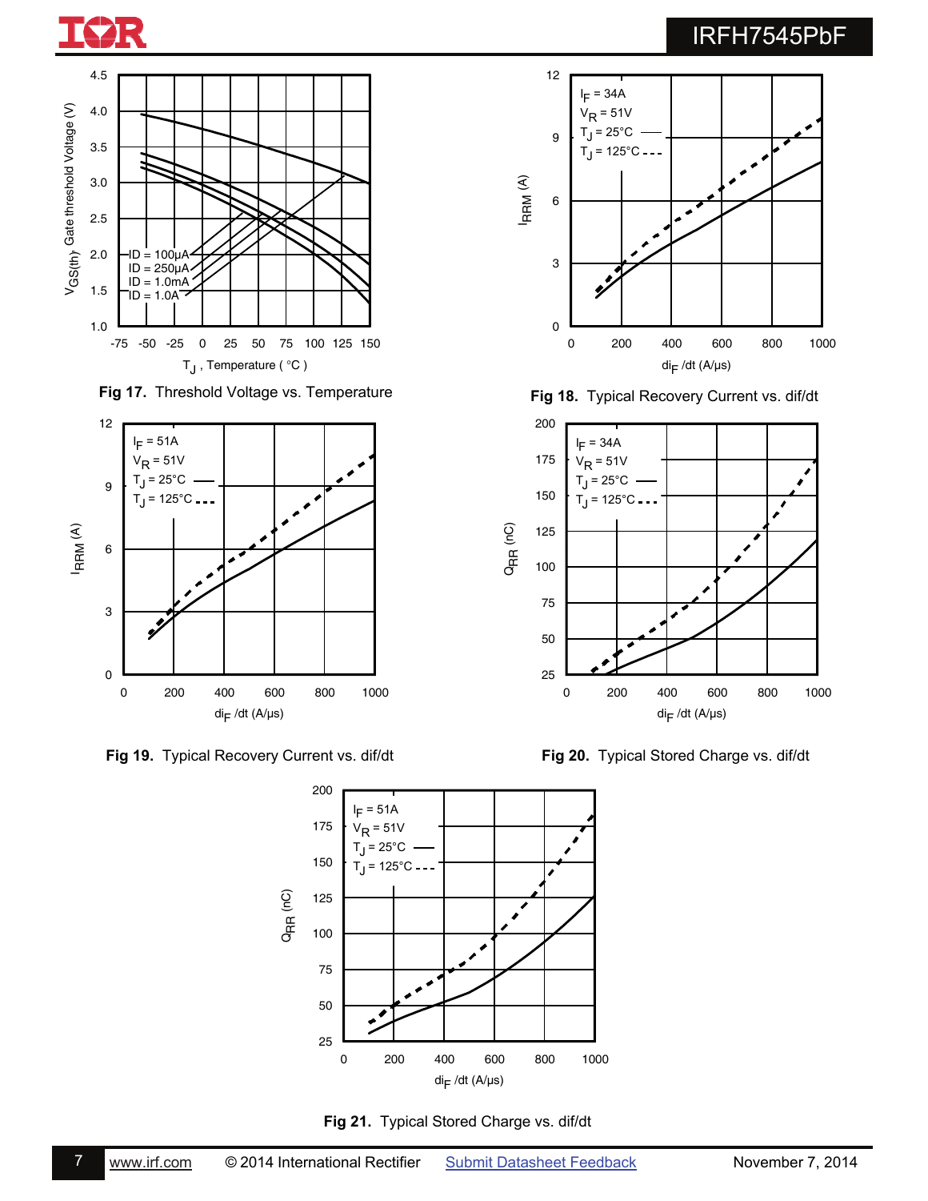Fig 17. Threshold Voltage vs. Temperature

Fig 18. Typical Recovery Current vs. dif/dt

Fig 19. Typical Recovery Current vs. dif/dt

Fig 20. Typical Stored Charge vs. dif/dt

Fig 21. Typical Stored Charge vs. dif/dt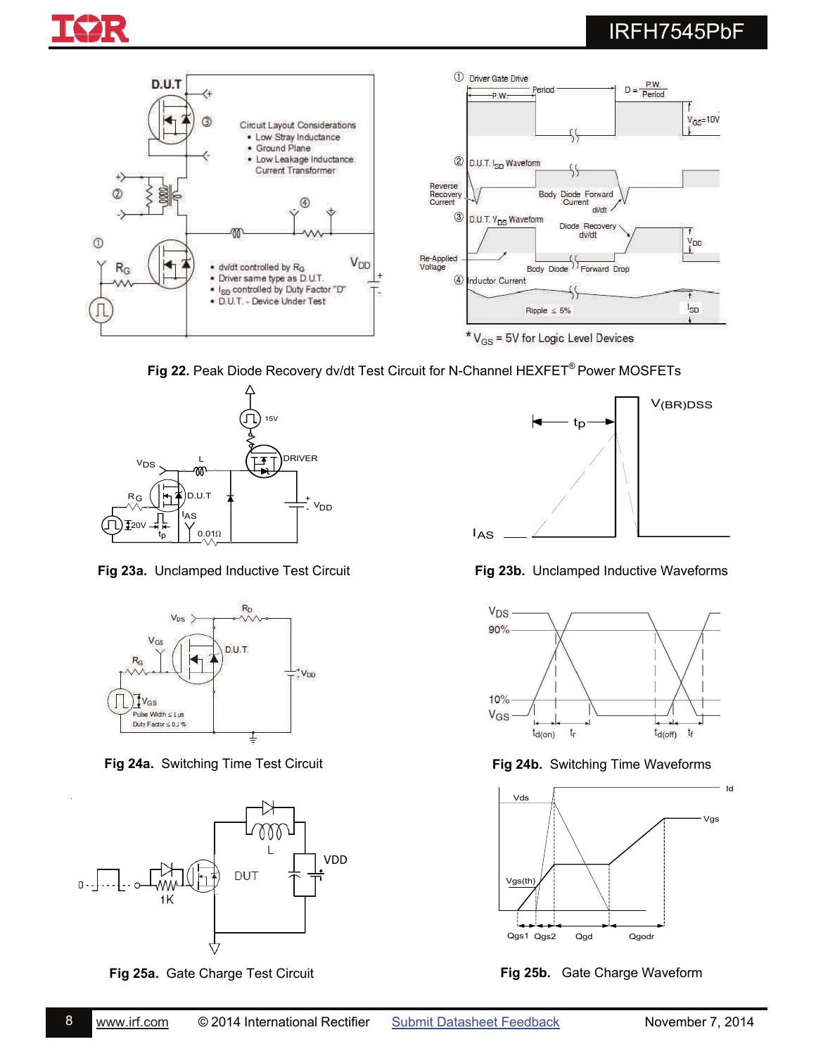Circuit Layout Considerations

- Low Stray Inductance
- Ground Plane
- Low Leakage Inductance Current Transformer

- dv/dt controlled by $R_G$
- Driver same type as D.U.T.
- $I_{SD}$ controlled by Duty Factor "D"
- D.U.T. - Device Under Test

① Driver Gate Drive — $D = \frac{P.W.}{Period}$, $V_{GS}$=10V

② D.U.T. $I_{SD}$ Waveform — Reverse Recovery Current, Body Diode Forward Current di/dt

③ D.U.T. $V_{DS}$ Waveform — Diode Recovery dv/dt, $V_{DD}$, Re-Applied Voltage, Body Diode Forward Drop

④ Inductor Current — Ripple ≤ 5%, $I_{SD}$

* $V_{GS}$ = 5V for Logic Level Devices

**Fig 22.** Peak Diode Recovery dv/dt Test Circuit for N-Channel HEXFET® Power MOSFETs

**Fig 23a.** Unclamped Inductive Test Circuit

**Fig 23b.** Unclamped Inductive Waveforms

**Fig 24a.** Switching Time Test Circuit

Pulse Width ≤ 1 µs
Duty Factor ≤ 0.1 %

**Fig 24b.** Switching Time Waveforms

**Fig 25a.** Gate Charge Test Circuit

**Fig 25b.** Gate Charge Waveform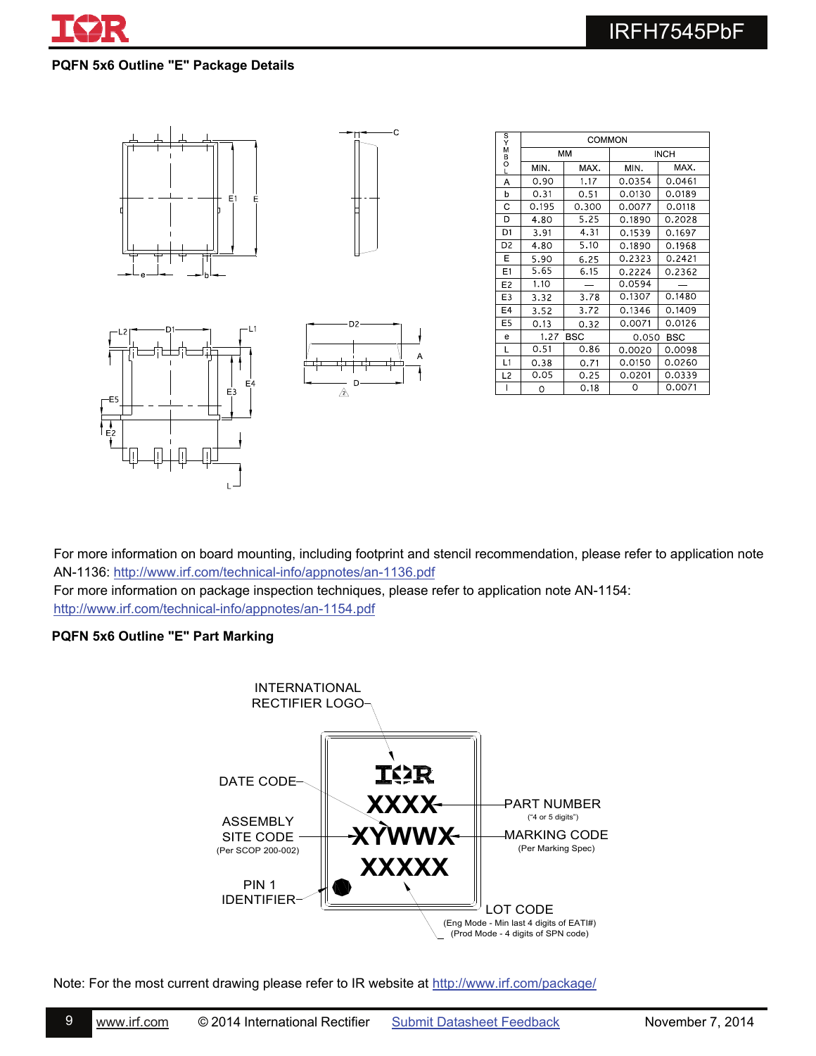## PQFN 5x6 Outline "E" Package Details

| SYMBOL | COMMON | | | |
|---|---|---|---|---|
| | MM | | INCH | |
| | MIN. | MAX. | MIN. | MAX. |
| A | 0.90 | 1.17 | 0.0354 | 0.0461 |
| b | 0.31 | 0.51 | 0.0130 | 0.0189 |
| C | 0.195 | 0.300 | 0.0077 | 0.0118 |
| D | 4.80 | 5.25 | 0.1890 | 0.2028 |
| D1 | 3.91 | 4.31 | 0.1539 | 0.1697 |
| D2 | 4.80 | 5.10 | 0.1890 | 0.1968 |
| E | 5.90 | 6.25 | 0.2323 | 0.2421 |
| E1 | 5.65 | 6.15 | 0.2224 | 0.2362 |
| E2 | 1.10 | — | 0.0594 | — |
| E3 | 3.32 | 3.78 | 0.1307 | 0.1480 |
| E4 | 3.52 | 3.72 | 0.1346 | 0.1409 |
| E5 | 0.13 | 0.32 | 0.0071 | 0.0126 |
| e | 1.27 BSC | | 0.050 BSC | |
| L | 0.51 | 0.86 | 0.0020 | 0.0098 |
| L1 | 0.38 | 0.71 | 0.0150 | 0.0260 |
| L2 | 0.05 | 0.25 | 0.0201 | 0.0339 |
| I | 0 | 0.18 | 0 | 0.0071 |

For more information on board mounting, including footprint and stencil recommendation, please refer to application note AN-1136: http://www.irf.com/technical-info/appnotes/an-1136.pdf

For more information on package inspection techniques, please refer to application note AN-1154: http://www.irf.com/technical-info/appnotes/an-1154.pdf

## PQFN 5x6 Outline "E" Part Marking

Note: For the most current drawing please refer to IR website at http://www.irf.com/package/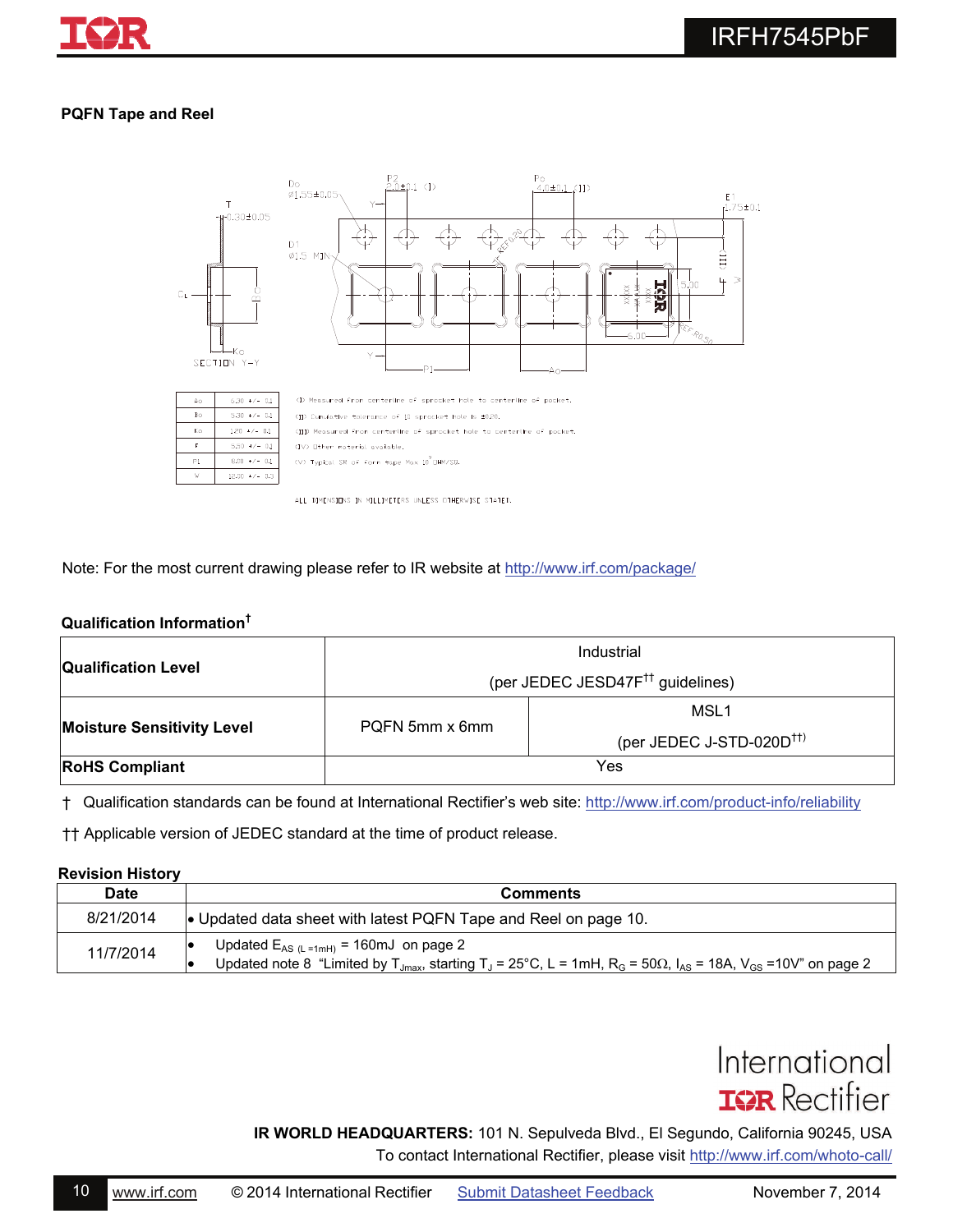### PQFN Tape and Reel

Do
Ø1.55±0.05

P2
2.0±0.1 (I)

Po
4.0±0.1 (II)

E1
1.75±0.1

T
0.30±0.05

D1
Ø1.5 MIN

Y

F (III)

W

CL

Bo

5.00

6.00

REF R0.50

REF 0.20

Ko

SECTION Y-Y

P1

Ao

| | |
|---|---|
| Ao | 6.30 +/- 0.1 |
| Bo | 5.30 +/- 0.1 |
| Ko | 1.20 +/- 0.1 |
| F | 5.50 +/- 0.1 |
| P1 | 8.00 +/- 0.1 |
| W | 12.00 +/- 0.3 |

(I) Measured from centerline of sprocket hole to centerline of pocket.

(II) Cumulative tolerance of 10 sprocket hole is ±0.20.

(III) Measured from centerline of sprocket hole to centerline of pocket.

(IV) Other material available.

(V) Typical SR of form tape Max $10^9$ OHM/SQ.

ALL DIMENSIONS IN MILLIMETERS UNLESS OTHERWISE STATED.

Note: For the most current drawing please refer to IR website at http://www.irf.com/package/

### Qualification Information†

| | | |
|---|---|---|
| **Qualification Level** | Industrial (per JEDEC JESD47F†† guidelines) | |
| **Moisture Sensitivity Level** | PQFN 5mm x 6mm | MSL1 (per JEDEC J-STD-020D††) |
| **RoHS Compliant** | Yes | |

† Qualification standards can be found at International Rectifier's web site: http://www.irf.com/product-info/reliability

†† Applicable version of JEDEC standard at the time of product release.

### Revision History

| Date | Comments |
|---|---|
| 8/21/2014 | • Updated data sheet with latest PQFN Tape and Reel on page 10. |
| 11/7/2014 | • Updated $E_{AS\ (L\ =1mH)}$ = 160mJ on page 2<br>• Updated note 8 "Limited by $T_{Jmax}$, starting $T_J$ = 25°C, L = 1mH, $R_G$ = 50Ω, $I_{AS}$ = 18A, $V_{GS}$ =10V" on page 2 |

International Rectifier

**IR WORLD HEADQUARTERS:** 101 N. Sepulveda Blvd., El Segundo, California 90245, USA
To contact International Rectifier, please visit http://www.irf.com/whoto-call/